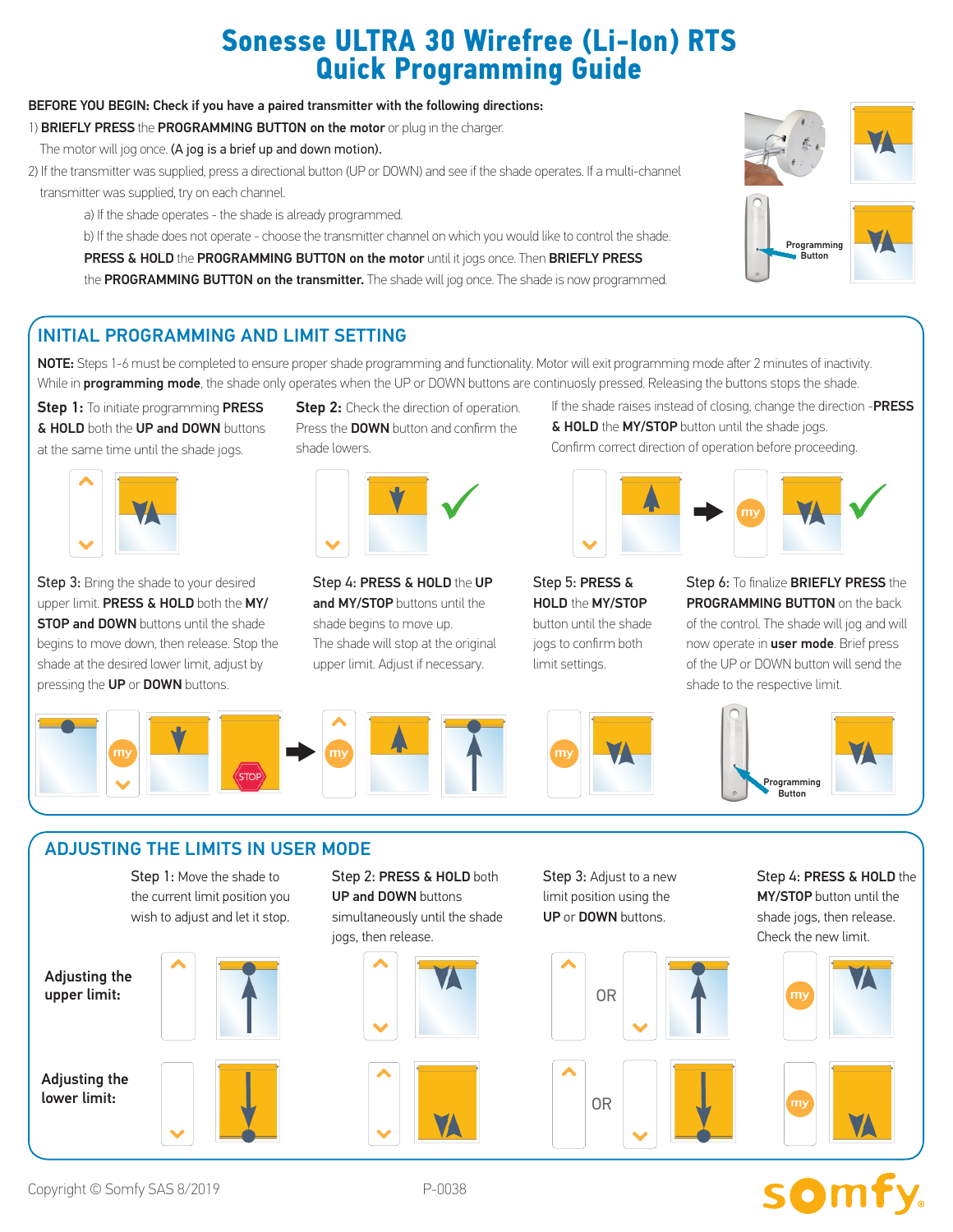# Sonesse ULTRA 30 Wirefree (Li-Ion) RTS Quick Programming Guide

**BEFORE YOU BEGIN: Check if you have a paired transmitter with the following directions:**

1) **BRIEFLY PRESS** the **PROGRAMMING BUTTON on the motor** or plug in the charger. The motor will jog once. **(A jog is a brief up and down motion).**

2) If the transmitter was supplied, press a directional button (UP or DOWN) and see if the shade operates. If a multi-channel transmitter was supplied, try on each channel.

   a) If the shade operates - the shade is already programmed.

   b) If the shade does not operate - choose the transmitter channel on which you would like to control the shade. **PRESS & HOLD** the **PROGRAMMING BUTTON on the motor** until it jogs once. Then **BRIEFLY PRESS** the **PROGRAMMING BUTTON on the transmitter.** The shade will jog once. The shade is now programmed.

Programming Button

## INITIAL PROGRAMMING AND LIMIT SETTING

**NOTE:** Steps 1-6 must be completed to ensure proper shade programming and functionality. Motor will exit programming mode after 2 minutes of inactivity. While in **programming mode**, the shade only operates when the UP or DOWN buttons are continuously pressed. Releasing the buttons stops the shade.

**Step 1:** To initiate programming **PRESS & HOLD** both the **UP and DOWN** buttons at the same time until the shade jogs.

**Step 2:** Check the direction of operation. Press the **DOWN** button and confirm the shade lowers.

If the shade raises instead of closing, change the direction -**PRESS & HOLD** the **MY/STOP** button until the shade jogs. Confirm correct direction of operation before proceeding.

**Step 3:** Bring the shade to your desired upper limit. **PRESS & HOLD** both the **MY/STOP and DOWN** buttons until the shade begins to move down, then release. Stop the shade at the desired lower limit, adjust by pressing the **UP** or **DOWN** buttons.

**Step 4: PRESS & HOLD** the **UP and MY/STOP** buttons until the shade begins to move up. The shade will stop at the original upper limit. Adjust if necessary.

**Step 5: PRESS & HOLD** the **MY/STOP** button until the shade jogs to confirm both limit settings.

**Step 6:** To finalize **BRIEFLY PRESS** the **PROGRAMMING BUTTON** on the back of the control. The shade will jog and will now operate in **user mode**. Brief press of the UP or DOWN button will send the shade to the respective limit.

Programming Button

## ADJUSTING THE LIMITS IN USER MODE

**Step 1:** Move the shade to the current limit position you wish to adjust and let it stop.

**Step 2: PRESS & HOLD** both **UP and DOWN** buttons simultaneously until the shade jogs, then release.

**Step 3:** Adjust to a new limit position using the **UP** or **DOWN** buttons.

**Step 4: PRESS & HOLD** the **MY/STOP** button until the shade jogs, then release. Check the new limit.

**Adjusting the upper limit:**

**Adjusting the lower limit:**

Copyright © Somfy SAS 8/2019

P-0038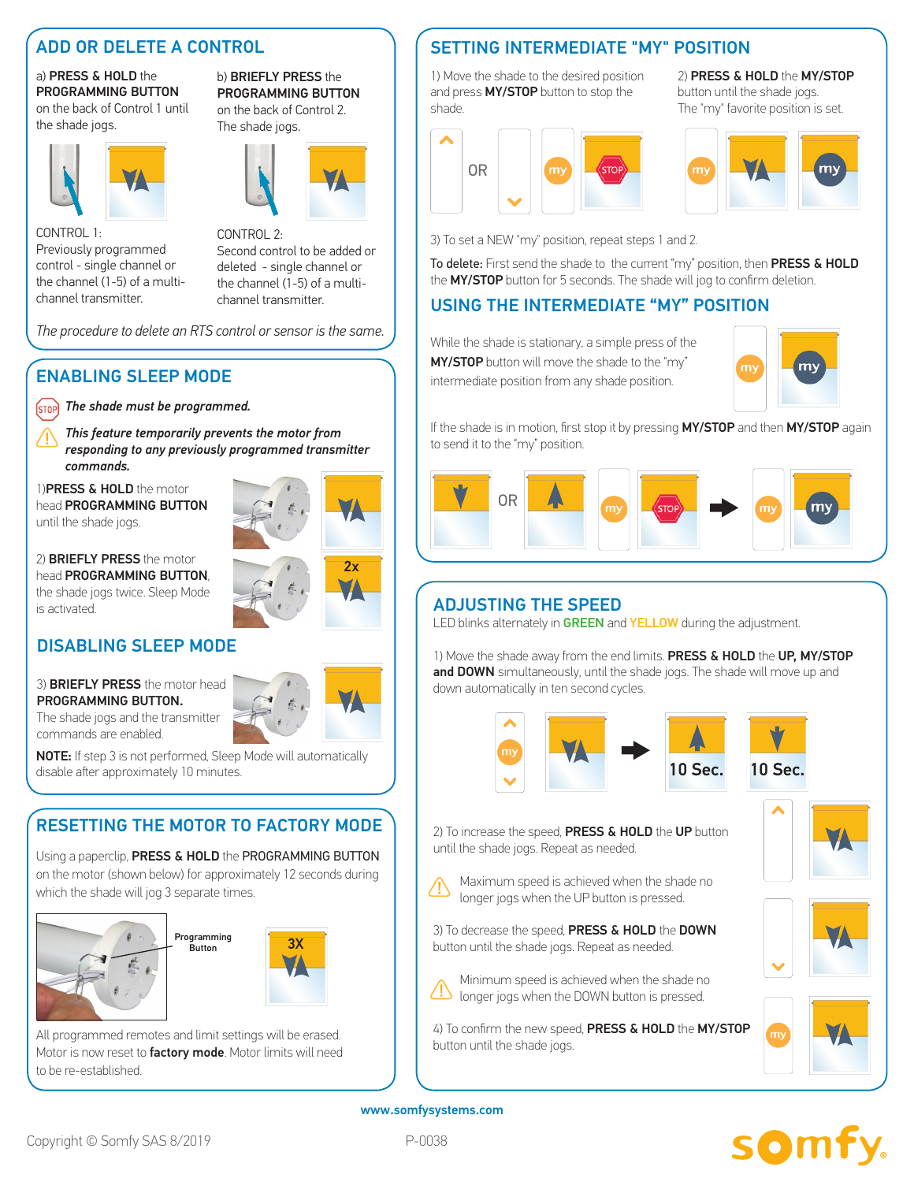## ADD OR DELETE A CONTROL

a) **PRESS & HOLD** the **PROGRAMMING BUTTON** on the back of Control 1 until the shade jogs.

b) **BRIEFLY PRESS** the **PROGRAMMING BUTTON** on the back of Control 2. The shade jogs.

CONTROL 1:
Previously programmed control - single channel or the channel (1-5) of a multi-channel transmitter.

CONTROL 2:
Second control to be added or deleted - single channel or the channel (1-5) of a multi-channel transmitter.

*The procedure to delete an RTS control or sensor is the same.*

## ENABLING SLEEP MODE

STOP ***The shade must be programmed.***

***This feature temporarily prevents the motor from responding to any previously programmed transmitter commands.***

1)**PRESS & HOLD** the motor head **PROGRAMMING BUTTON** until the shade jogs.

2) **BRIEFLY PRESS** the motor head **PROGRAMMING BUTTON**, the shade jogs twice. Sleep Mode is activated.

2x

## DISABLING SLEEP MODE

3) **BRIEFLY PRESS** the motor head **PROGRAMMING BUTTON.** The shade jogs and the transmitter commands are enabled.

**NOTE:** If step 3 is not performed, Sleep Mode will automatically disable after approximately 10 minutes.

## RESETTING THE MOTOR TO FACTORY MODE

Using a paperclip, **PRESS & HOLD** the PROGRAMMING BUTTON on the motor (shown below) for approximately 12 seconds during which the shade will jog 3 separate times.

Programming Button

3X

All programmed remotes and limit settings will be erased. Motor is now reset to **factory mode**. Motor limits will need to be re-established.

## SETTING INTERMEDIATE "MY" POSITION

1) Move the shade to the desired position and press **MY/STOP** button to stop the shade.

2) **PRESS & HOLD** the **MY/STOP** button until the shade jogs. The "my" favorite position is set.

OR

3) To set a NEW "my" position, repeat steps 1 and 2.

To delete: First send the shade to the current "my" position, then **PRESS & HOLD** the **MY/STOP** button for 5 seconds. The shade will jog to confirm deletion.

## USING THE INTERMEDIATE "MY" POSITION

While the shade is stationary, a simple press of the **MY/STOP** button will move the shade to the "my" intermediate position from any shade position.

If the shade is in motion, first stop it by pressing **MY/STOP** and then **MY/STOP** again to send it to the "my" position.

OR

## ADJUSTING THE SPEED

LED blinks alternately in **GREEN** and **YELLOW** during the adjustment.

1) Move the shade away from the end limits. **PRESS & HOLD** the **UP, MY/STOP and DOWN** simultaneously, until the shade jogs. The shade will move up and down automatically in ten second cycles.

10 Sec. 10 Sec.

2) To increase the speed, **PRESS & HOLD** the **UP** button until the shade jogs. Repeat as needed.

Maximum speed is achieved when the shade no longer jogs when the UP button is pressed.

3) To decrease the speed, **PRESS & HOLD** the **DOWN** button until the shade jogs. Repeat as needed.

Minimum speed is achieved when the shade no longer jogs when the DOWN button is pressed.

4) To confirm the new speed, **PRESS & HOLD** the **MY/STOP** button until the shade jogs.

www.somfysystems.com

Copyright © Somfy SAS 8/2019

P-0038

somfy